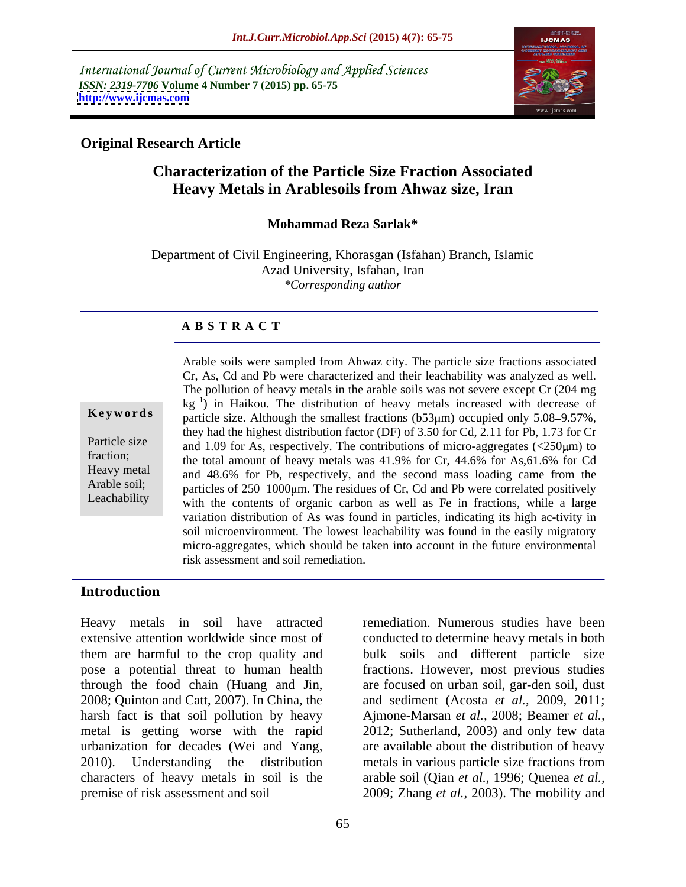International Journal of Current Microbiology and Applied Sciences
*ISSN: 2319-7706* **Volume 4 Number 7 (2015) pp. 65-75**
**http://www.ijcmas.com**

**Original Research Article**

# Characterization of the Particle Size Fraction Associated Heavy Metals in Arablesoils from Ahwaz size, Iran

**Mohammad Reza Sarlak***

Department of Civil Engineering, Khorasgan (Isfahan) Branch, Islamic Azad University, Isfahan, Iran
*\*Corresponding author*

## A B S T R A C T

**Keywords**

Particle size fraction; Heavy metal Arable soil; Leachability

Arable soils were sampled from Ahwaz city. The particle size fractions associated Cr, As, Cd and Pb were characterized and their leachability was analyzed as well. The pollution of heavy metals in the arable soils was not severe except Cr (204 mg $kg^{-1}$) in Haikou. The distribution of heavy metals increased with decrease of particle size. Although the smallest fractions (b53μm) occupied only 5.08–9.57%, they had the highest distribution factor (DF) of 3.50 for Cd, 2.11 for Pb, 1.73 for Cr and 1.09 for As, respectively. The contributions of micro-aggregates (<250μm) to the total amount of heavy metals was 41.9% for Cr, 44.6% for As,61.6% for Cd and 48.6% for Pb, respectively, and the second mass loading came from the particles of 250–1000μm. The residues of Cr, Cd and Pb were correlated positively with the contents of organic carbon as well as Fe in fractions, while a large variation distribution of As was found in particles, indicating its high ac-tivity in soil microenvironment. The lowest leachability was found in the easily migratory micro-aggregates, which should be taken into account in the future environmental risk assessment and soil remediation.

## Introduction

Heavy metals in soil have attracted extensive attention worldwide since most of them are harmful to the crop quality and pose a potential threat to human health through the food chain (Huang and Jin, 2008; Quinton and Catt, 2007). In China, the harsh fact is that soil pollution by heavy metal is getting worse with the rapid urbanization for decades (Wei and Yang, 2010). Understanding the distribution characters of heavy metals in soil is the premise of risk assessment and soil remediation. Numerous studies have been conducted to determine heavy metals in both bulk soils and different particle size fractions. However, most previous studies are focused on urban soil, gar-den soil, dust and sediment (Acosta *et al.,* 2009, 2011; Ajmone-Marsan *et al.,* 2008; Beamer *et al.,* 2012; Sutherland, 2003) and only few data are available about the distribution of heavy metals in various particle size fractions from arable soil (Qian *et al.,* 1996; Quenea *et al.,* 2009; Zhang *et al.,* 2003). The mobility and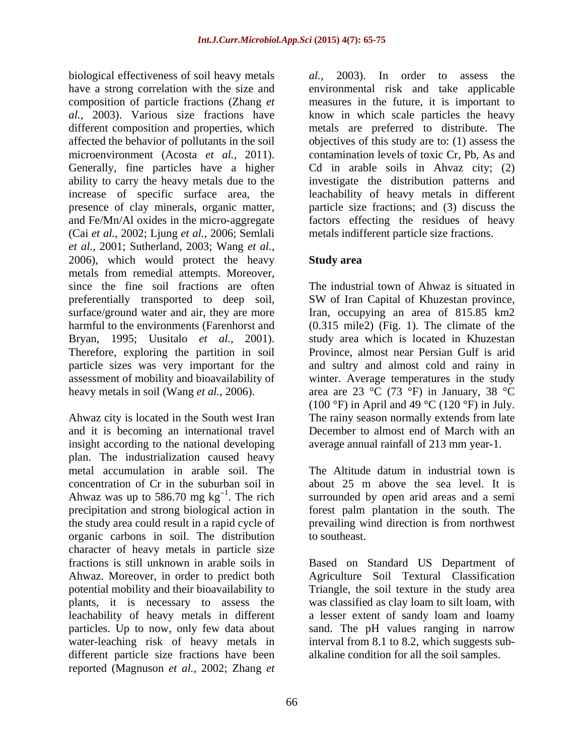biological effectiveness of soil heavy metals have a strong correlation with the size and composition of particle fractions (Zhang *et al.,* 2003). Various size fractions have different composition and properties, which affected the behavior of pollutants in the soil microenvironment (Acosta *et al.,* 2011). Generally, fine particles have a higher ability to carry the heavy metals due to the increase of specific surface area, the presence of clay minerals, organic matter, and Fe/Mn/Al oxides in the micro-aggregate (Cai *et al.,* 2002; Ljung *et al.,* 2006; Semlali *et al.,* 2001; Sutherland, 2003; Wang *et al.,* 2006), which would protect the heavy metals from remedial attempts. Moreover, since the fine soil fractions are often preferentially transported to deep soil, surface/ground water and air, they are more harmful to the environments (Farenhorst and Bryan, 1995; Uusitalo *et al.,* 2001). Therefore, exploring the partition in soil particle sizes was very important for the assessment of mobility and bioavailability of heavy metals in soil (Wang *et al.,* 2006).

Ahwaz city is located in the South west Iran and it is becoming an international travel insight according to the national developing plan. The industrialization caused heavy metal accumulation in arable soil. The concentration of Cr in the suburban soil in Ahwaz was up to 586.70 mg $kg^{-1}$. The rich precipitation and strong biological action in the study area could result in a rapid cycle of organic carbons in soil. The distribution character of heavy metals in particle size fractions is still unknown in arable soils in Ahwaz. Moreover, in order to predict both potential mobility and their bioavailability to plants, it is necessary to assess the leachability of heavy metals in different particles. Up to now, only few data about water-leaching risk of heavy metals in different particle size fractions have been reported (Magnuson *et al.,* 2002; Zhang *et al.,* 2003). In order to assess the environmental risk and take applicable measures in the future, it is important to know in which scale particles the heavy metals are preferred to distribute. The objectives of this study are to: (1) assess the contamination levels of toxic Cr, Pb, As and Cd in arable soils in Ahwaz city; (2) investigate the distribution patterns and leachability of heavy metals in different particle size fractions; and (3) discuss the factors effecting the residues of heavy metals indifferent particle size fractions.

## Study area

The industrial town of Ahwaz is situated in SW of Iran Capital of Khuzestan province, Iran, occupying an area of 815.85 km2 (0.315 mile2) (Fig. 1). The climate of the study area which is located in Khuzestan Province, almost near Persian Gulf is arid and sultry and almost cold and rainy in winter. Average temperatures in the study area are 23 °C (73 °F) in January, 38 °C (100 °F) in April and 49 °C (120 °F) in July. The rainy season normally extends from late December to almost end of March with an average annual rainfall of 213 mm year-1.

The Altitude datum in industrial town is about 25 m above the sea level. It is surrounded by open arid areas and a semi forest palm plantation in the south. The prevailing wind direction is from northwest to southeast.

Based on Standard US Department of Agriculture Soil Textural Classification Triangle, the soil texture in the study area was classified as clay loam to silt loam, with a lesser extent of sandy loam and loamy sand. The pH values ranging in narrow interval from 8.1 to 8.2, which suggests sub-alkaline condition for all the soil samples.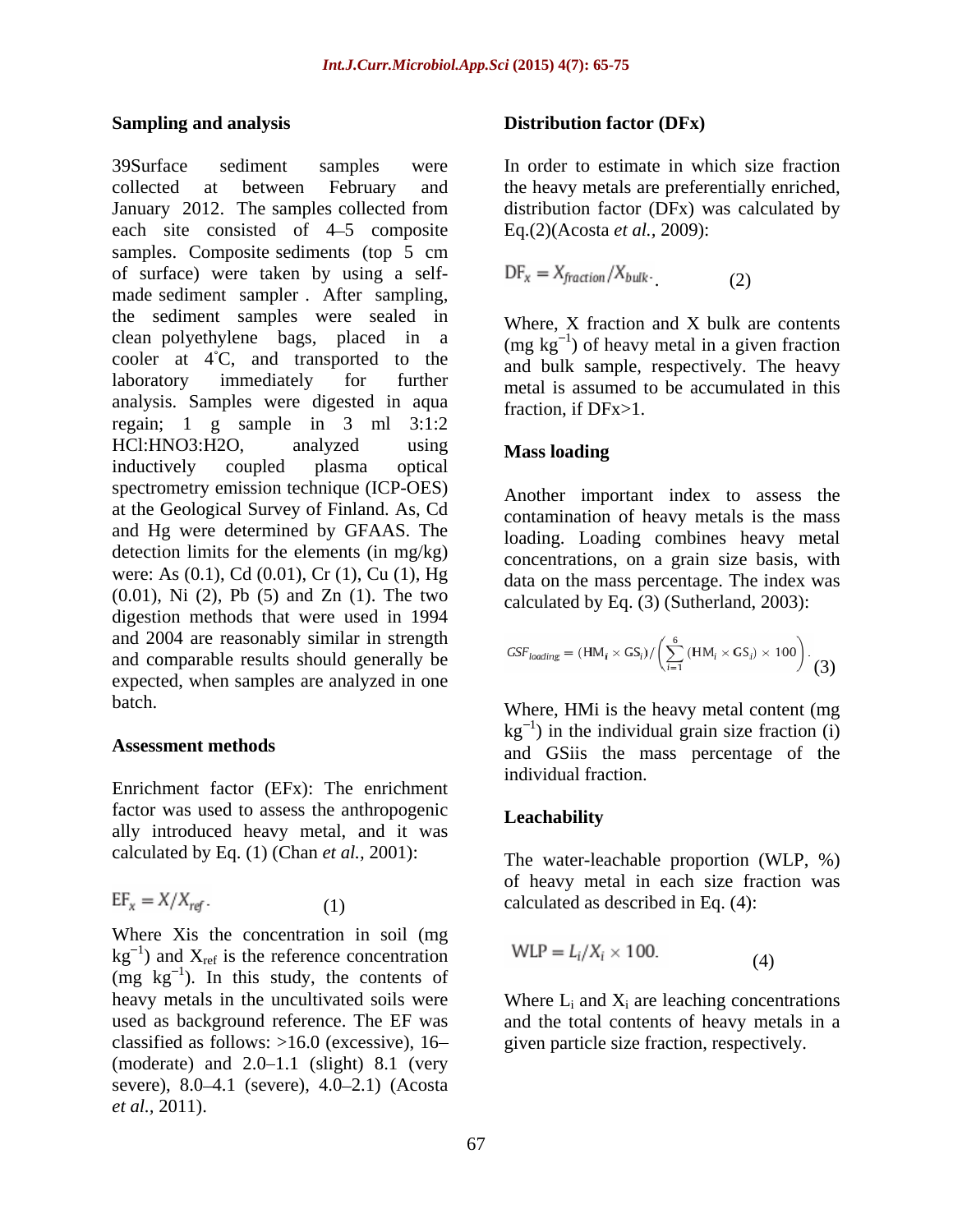## Sampling and analysis

39Surface sediment samples were collected at between February and January 2012. The samples collected from each site consisted of 4–5 composite samples. Composite sediments (top 5 cm of surface) were taken by using a self-made sediment sampler . After sampling, the sediment samples were sealed in clean polyethylene bags, placed in a cooler at 4°C, and transported to the laboratory immediately for further analysis. Samples were digested in aqua regain; 1 g sample in 3 ml 3:1:2 HCl:HNO3:H2O, analyzed using inductively coupled plasma optical spectrometry emission technique (ICP-OES) at the Geological Survey of Finland. As, Cd and Hg were determined by GFAAS. The detection limits for the elements (in mg/kg) were: As (0.1), Cd (0.01), Cr (1), Cu (1), Hg (0.01), Ni (2), Pb (5) and Zn (1). The two digestion methods that were used in 1994 and 2004 are reasonably similar in strength and comparable results should generally be expected, when samples are analyzed in one batch.

## Assessment methods

Enrichment factor (EFx): The enrichment factor was used to assess the anthropogenic ally introduced heavy metal, and it was calculated by Eq. (1) (Chan *et al.,* 2001):

$$EF_x = X/X_{ref}. \quad (1)$$

Where Xis the concentration in soil (mg $kg^{-1}$) and $X_{ref}$ is the reference concentration (mg $kg^{-1}$). In this study, the contents of heavy metals in the uncultivated soils were used as background reference. The EF was classified as follows: >16.0 (excessive), 16–(moderate) and 2.0–1.1 (slight) 8.1 (very severe), 8.0–4.1 (severe), 4.0–2.1) (Acosta *et al.,* 2011).

## Distribution factor (DFx)

In order to estimate in which size fraction the heavy metals are preferentially enriched, distribution factor (DFx) was calculated by Eq.(2)(Acosta *et al.,* 2009):

$$DF_x = X_{fraction}/X_{bulk}. \quad (2)$$

Where, X fraction and X bulk are contents (mg $kg^{-1}$) of heavy metal in a given fraction and bulk sample, respectively. The heavy metal is assumed to be accumulated in this fraction, if DFx>1.

## Mass loading

Another important index to assess the contamination of heavy metals is the mass loading. Loading combines heavy metal concentrations, on a grain size basis, with data on the mass percentage. The index was calculated by Eq. (3) (Sutherland, 2003):

$$GSF_{loading} = (HM_i \times GS_i)/\left(\sum_{i=1}^{6}(HM_i \times GS_i) \times 100\right). \quad (3)$$

Where, HMi is the heavy metal content (mg $kg^{-1}$) in the individual grain size fraction (i) and GSiis the mass percentage of the individual fraction.

## Leachability

The water-leachable proportion (WLP, %) of heavy metal in each size fraction was calculated as described in Eq. (4):

$$WLP = L_i/X_i \times 100. \quad (4)$$

Where $L_i$ and $X_i$ are leaching concentrations and the total contents of heavy metals in a given particle size fraction, respectively.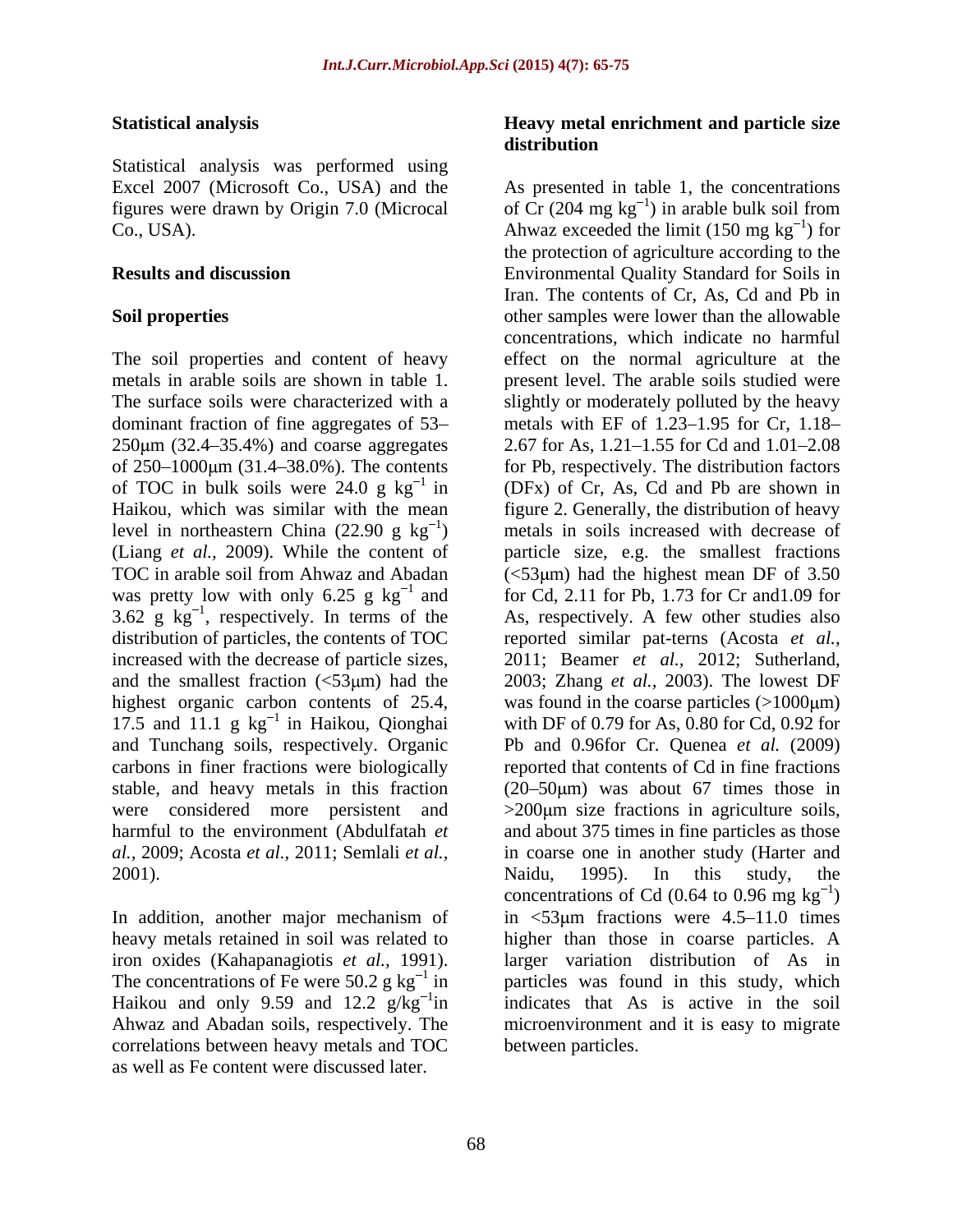## Statistical analysis

Statistical analysis was performed using Excel 2007 (Microsoft Co., USA) and the figures were drawn by Origin 7.0 (Microcal Co., USA).

## Results and discussion

### Soil properties

The soil properties and content of heavy metals in arable soils are shown in table 1. The surface soils were characterized with a dominant fraction of fine aggregates of 53–250μm (32.4–35.4%) and coarse aggregates of 250–1000μm (31.4–38.0%). The contents of TOC in bulk soils were 24.0 g $kg^{-1}$ in Haikou, which was similar with the mean level in northeastern China (22.90 g $kg^{-1}$) (Liang *et al.,* 2009). While the content of TOC in arable soil from Ahwaz and Abadan was pretty low with only 6.25 g $kg^{-1}$ and 3.62 g $kg^{-1}$, respectively. In terms of the distribution of particles, the contents of TOC increased with the decrease of particle sizes, and the smallest fraction (<53μm) had the highest organic carbon contents of 25.4, 17.5 and 11.1 g $kg^{-1}$ in Haikou, Qionghai and Tunchang soils, respectively. Organic carbons in finer fractions were biologically stable, and heavy metals in this fraction were considered more persistent and harmful to the environment (Abdulfatah *et al.,* 2009; Acosta *et al.,* 2011; Semlali *et al.,* 2001).

In addition, another major mechanism of heavy metals retained in soil was related to iron oxides (Kahapanagiotis *et al.,* 1991). The concentrations of Fe were 50.2 g $kg^{-1}$ in Haikou and only 9.59 and 12.2 g/$kg^{-1}$in Ahwaz and Abadan soils, respectively. The correlations between heavy metals and TOC as well as Fe content were discussed later.

### Heavy metal enrichment and particle size distribution

As presented in table 1, the concentrations of Cr (204 mg $kg^{-1}$) in arable bulk soil from Ahwaz exceeded the limit (150 mg $kg^{-1}$) for the protection of agriculture according to the Environmental Quality Standard for Soils in Iran. The contents of Cr, As, Cd and Pb in other samples were lower than the allowable concentrations, which indicate no harmful effect on the normal agriculture at the present level. The arable soils studied were slightly or moderately polluted by the heavy metals with EF of 1.23–1.95 for Cr, 1.18–2.67 for As, 1.21–1.55 for Cd and 1.01–2.08 for Pb, respectively. The distribution factors (DFx) of Cr, As, Cd and Pb are shown in figure 2. Generally, the distribution of heavy metals in soils increased with decrease of particle size, e.g. the smallest fractions (<53μm) had the highest mean DF of 3.50 for Cd, 2.11 for Pb, 1.73 for Cr and1.09 for As, respectively. A few other studies also reported similar pat-terns (Acosta *et al.,* 2011; Beamer *et al.,* 2012; Sutherland, 2003; Zhang *et al.,* 2003). The lowest DF was found in the coarse particles (>1000μm) with DF of 0.79 for As, 0.80 for Cd, 0.92 for Pb and 0.96for Cr. Quenea *et al.* (2009) reported that contents of Cd in fine fractions (20–50μm) was about 67 times those in >200μm size fractions in agriculture soils, and about 375 times in fine particles as those in coarse one in another study (Harter and Naidu, 1995). In this study, the concentrations of Cd (0.64 to 0.96 mg $kg^{-1}$) in <53μm fractions were 4.5–11.0 times higher than those in coarse particles. A larger variation distribution of As in particles was found in this study, which indicates that As is active in the soil microenvironment and it is easy to migrate between particles.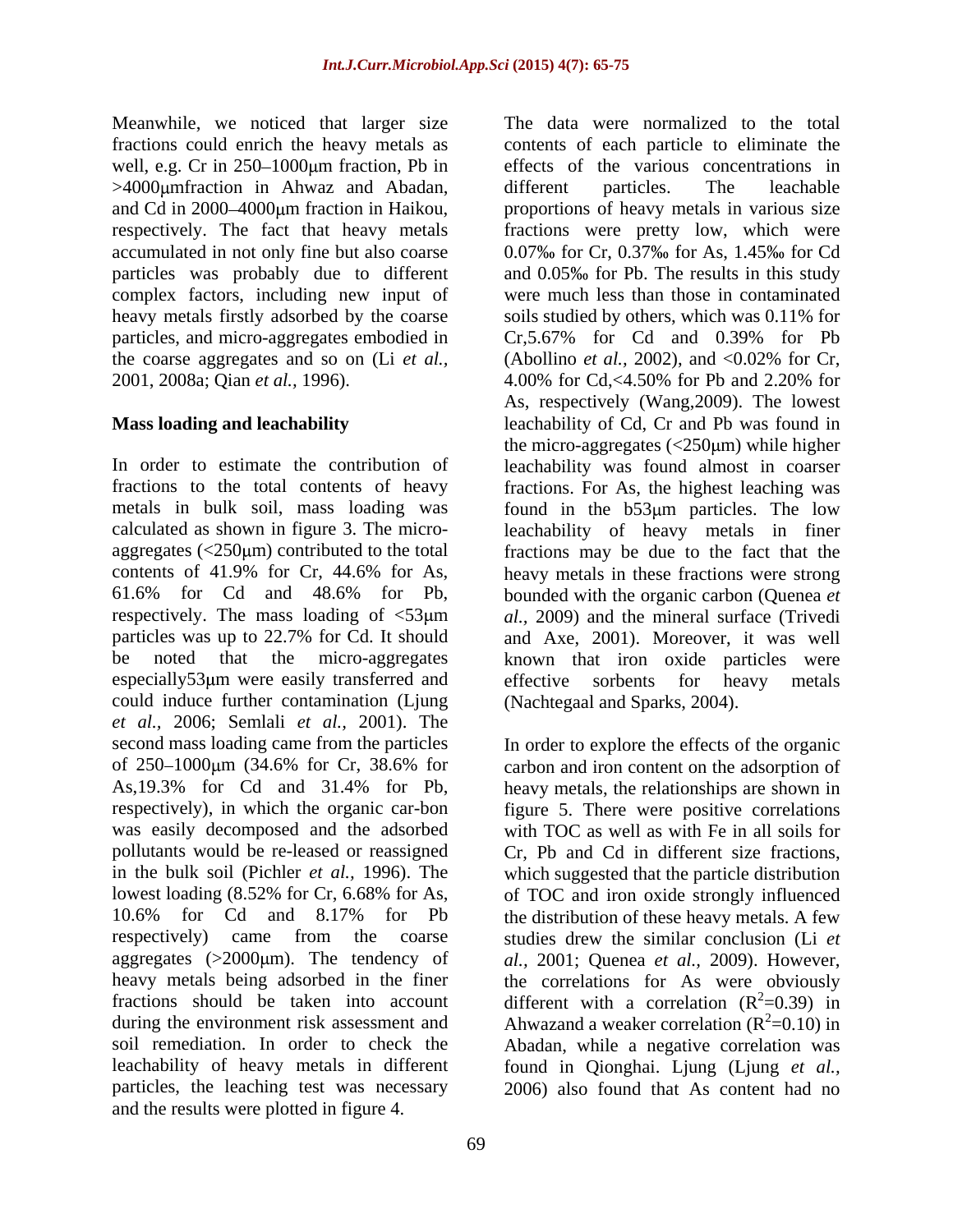Meanwhile, we noticed that larger size fractions could enrich the heavy metals as well, e.g. Cr in 250–1000μm fraction, Pb in >4000μmfraction in Ahwaz and Abadan, and Cd in 2000–4000μm fraction in Haikou, respectively. The fact that heavy metals accumulated in not only fine but also coarse particles was probably due to different complex factors, including new input of heavy metals firstly adsorbed by the coarse particles, and micro-aggregates embodied in the coarse aggregates and so on (Li *et al.,* 2001, 2008a; Qian *et al.,* 1996).

**Mass loading and leachability**

In order to estimate the contribution of fractions to the total contents of heavy metals in bulk soil, mass loading was calculated as shown in figure 3. The micro-aggregates (<250μm) contributed to the total contents of 41.9% for Cr, 44.6% for As, 61.6% for Cd and 48.6% for Pb, respectively. The mass loading of <53μm particles was up to 22.7% for Cd. It should be noted that the micro-aggregates especially53μm were easily transferred and could induce further contamination (Ljung *et al.,* 2006; Semlali *et al.,* 2001). The second mass loading came from the particles of 250–1000μm (34.6% for Cr, 38.6% for As,19.3% for Cd and 31.4% for Pb, respectively), in which the organic car-bon was easily decomposed and the adsorbed pollutants would be re-leased or reassigned in the bulk soil (Pichler *et al.,* 1996). The lowest loading (8.52% for Cr, 6.68% for As, 10.6% for Cd and 8.17% for Pb respectively) came from the coarse aggregates (>2000μm). The tendency of heavy metals being adsorbed in the finer fractions should be taken into account during the environment risk assessment and soil remediation. In order to check the leachability of heavy metals in different particles, the leaching test was necessary and the results were plotted in figure 4.

The data were normalized to the total contents of each particle to eliminate the effects of the various concentrations in different particles. The leachable proportions of heavy metals in various size fractions were pretty low, which were 0.07‰ for Cr, 0.37‰ for As, 1.45‰ for Cd and 0.05‰ for Pb. The results in this study were much less than those in contaminated soils studied by others, which was 0.11% for Cr,5.67% for Cd and 0.39% for Pb (Abollino *et al.,* 2002), and <0.02% for Cr, 4.00% for Cd,<4.50% for Pb and 2.20% for As, respectively (Wang,2009). The lowest leachability of Cd, Cr and Pb was found in the micro-aggregates (<250μm) while higher leachability was found almost in coarser fractions. For As, the highest leaching was found in the b53μm particles. The low leachability of heavy metals in finer fractions may be due to the fact that the heavy metals in these fractions were strong bounded with the organic carbon (Quenea *et al.*, 2009) and the mineral surface (Trivedi and Axe, 2001). Moreover, it was well known that iron oxide particles were effective sorbents for heavy metals (Nachtegaal and Sparks, 2004).

In order to explore the effects of the organic carbon and iron content on the adsorption of heavy metals, the relationships are shown in figure 5. There were positive correlations with TOC as well as with Fe in all soils for Cr, Pb and Cd in different size fractions, which suggested that the particle distribution of TOC and iron oxide strongly influenced the distribution of these heavy metals. A few studies drew the similar conclusion (Li *et al.,* 2001; Quenea *et al.,* 2009). However, the correlations for As were obviously different with a correlation ($R^2$=0.39) in Ahwazand a weaker correlation ($R^2$=0.10) in Abadan, while a negative correlation was found in Qionghai. Ljung (Ljung *et al.,* 2006) also found that As content had no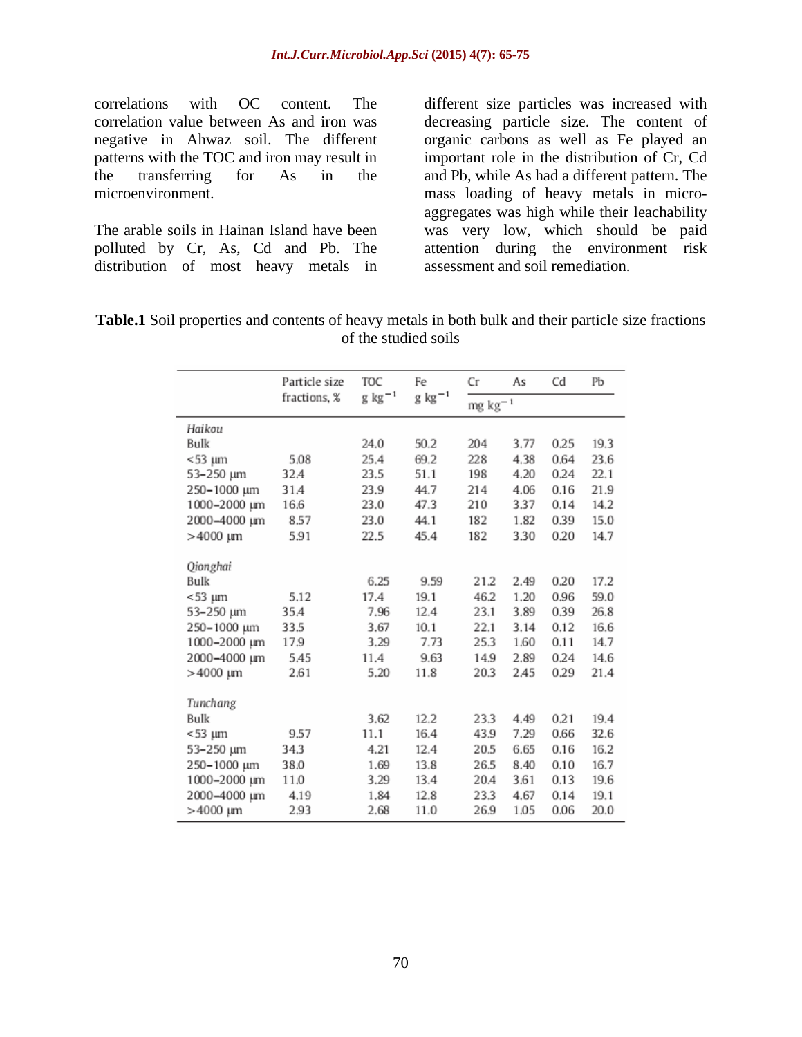correlations with OC content. The correlation value between As and iron was negative in Ahwaz soil. The different patterns with the TOC and iron may result in the transferring for As in the microenvironment.

The arable soils in Hainan Island have been polluted by Cr, As, Cd and Pb. The distribution of most heavy metals in different size particles was increased with decreasing particle size. The content of organic carbons as well as Fe played an important role in the distribution of Cr, Cd and Pb, while As had a different pattern. The mass loading of heavy metals in micro-aggregates was high while their leachability was very low, which should be paid attention during the environment risk assessment and soil remediation.

**Table.1** Soil properties and contents of heavy metals in both bulk and their particle size fractions of the studied soils

| | Particle size fractions, % | TOC $g\ kg^{-1}$ | Fe $g\ kg^{-1}$ | Cr | As | Cd | Pb |
|---|---|---|---|---|---|---|---|
| | | | | $mg\ kg^{-1}$ | | | |
| *Haikou* | | | | | | | |
| Bulk | | 24.0 | 50.2 | 204 | 3.77 | 0.25 | 19.3 |
| <53 μm | 5.08 | 25.4 | 69.2 | 228 | 4.38 | 0.64 | 23.6 |
| 53–250 μm | 32.4 | 23.5 | 51.1 | 198 | 4.20 | 0.24 | 22.1 |
| 250–1000 μm | 31.4 | 23.9 | 44.7 | 214 | 4.06 | 0.16 | 21.9 |
| 1000–2000 μm | 16.6 | 23.0 | 47.3 | 210 | 3.37 | 0.14 | 14.2 |
| 2000–4000 μm | 8.57 | 23.0 | 44.1 | 182 | 1.82 | 0.39 | 15.0 |
| >4000 μm | 5.91 | 22.5 | 45.4 | 182 | 3.30 | 0.20 | 14.7 |
| *Qionghai* | | | | | | | |
| Bulk | | 6.25 | 9.59 | 21.2 | 2.49 | 0.20 | 17.2 |
| <53 μm | 5.12 | 17.4 | 19.1 | 46.2 | 1.20 | 0.96 | 59.0 |
| 53–250 μm | 35.4 | 7.96 | 12.4 | 23.1 | 3.89 | 0.39 | 26.8 |
| 250–1000 μm | 33.5 | 3.67 | 10.1 | 22.1 | 3.14 | 0.12 | 16.6 |
| 1000–2000 μm | 17.9 | 3.29 | 7.73 | 25.3 | 1.60 | 0.11 | 14.7 |
| 2000–4000 μm | 5.45 | 11.4 | 9.63 | 14.9 | 2.89 | 0.24 | 14.6 |
| >4000 μm | 2.61 | 5.20 | 11.8 | 20.3 | 2.45 | 0.29 | 21.4 |
| *Tunchang* | | | | | | | |
| Bulk | | 3.62 | 12.2 | 23.3 | 4.49 | 0.21 | 19.4 |
| <53 μm | 9.57 | 11.1 | 16.4 | 43.9 | 7.29 | 0.66 | 32.6 |
| 53–250 μm | 34.3 | 4.21 | 12.4 | 20.5 | 6.65 | 0.16 | 16.2 |
| 250–1000 μm | 38.0 | 1.69 | 13.8 | 26.5 | 8.40 | 0.10 | 16.7 |
| 1000–2000 μm | 11.0 | 3.29 | 13.4 | 20.4 | 3.61 | 0.13 | 19.6 |
| 2000–4000 μm | 4.19 | 1.84 | 12.8 | 23.3 | 4.67 | 0.14 | 19.1 |
| >4000 μm | 2.93 | 2.68 | 11.0 | 26.9 | 1.05 | 0.06 | 20.0 |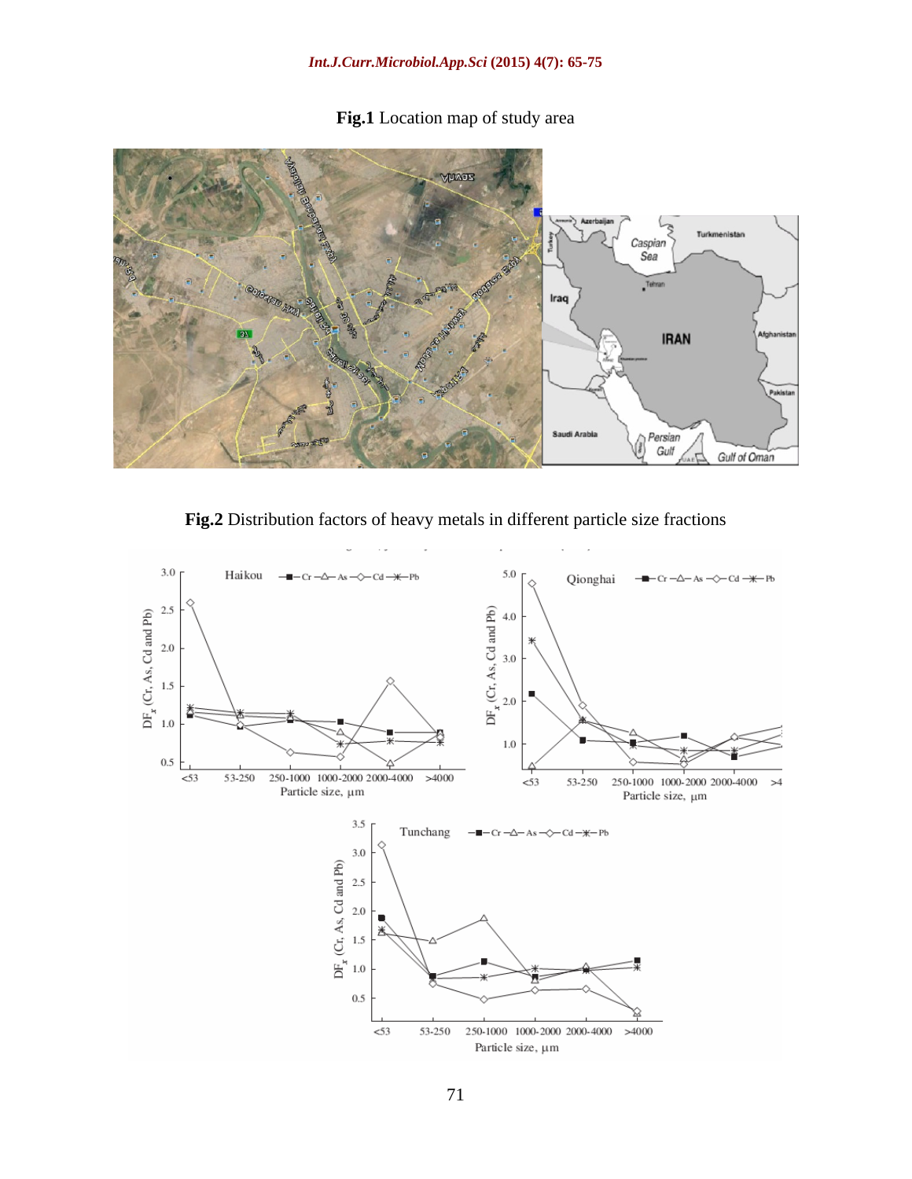**Fig.1** Location map of study area

**Fig.2** Distribution factors of heavy metals in different particle size fractions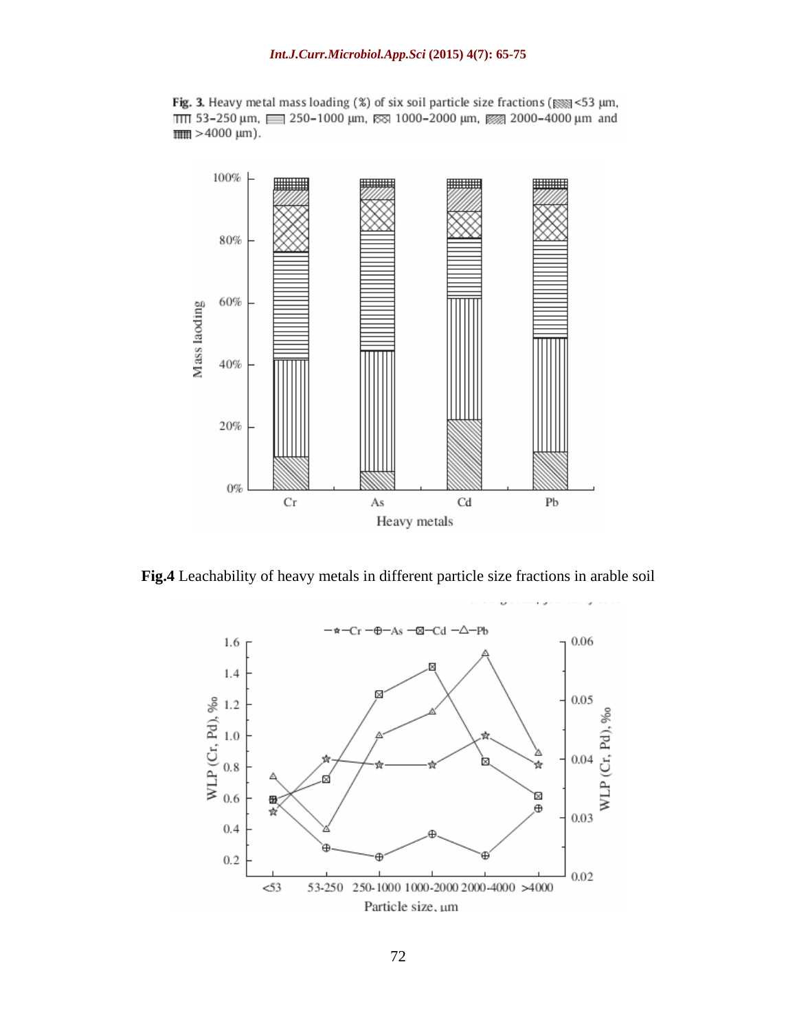**Fig. 3.** Heavy metal mass loading (%) of six soil particle size fractions (<53 μm, 53–250 μm, 250–1000 μm, 1000–2000 μm, 2000–4000 μm and >4000 μm).

**Fig.4** Leachability of heavy metals in different particle size fractions in arable soil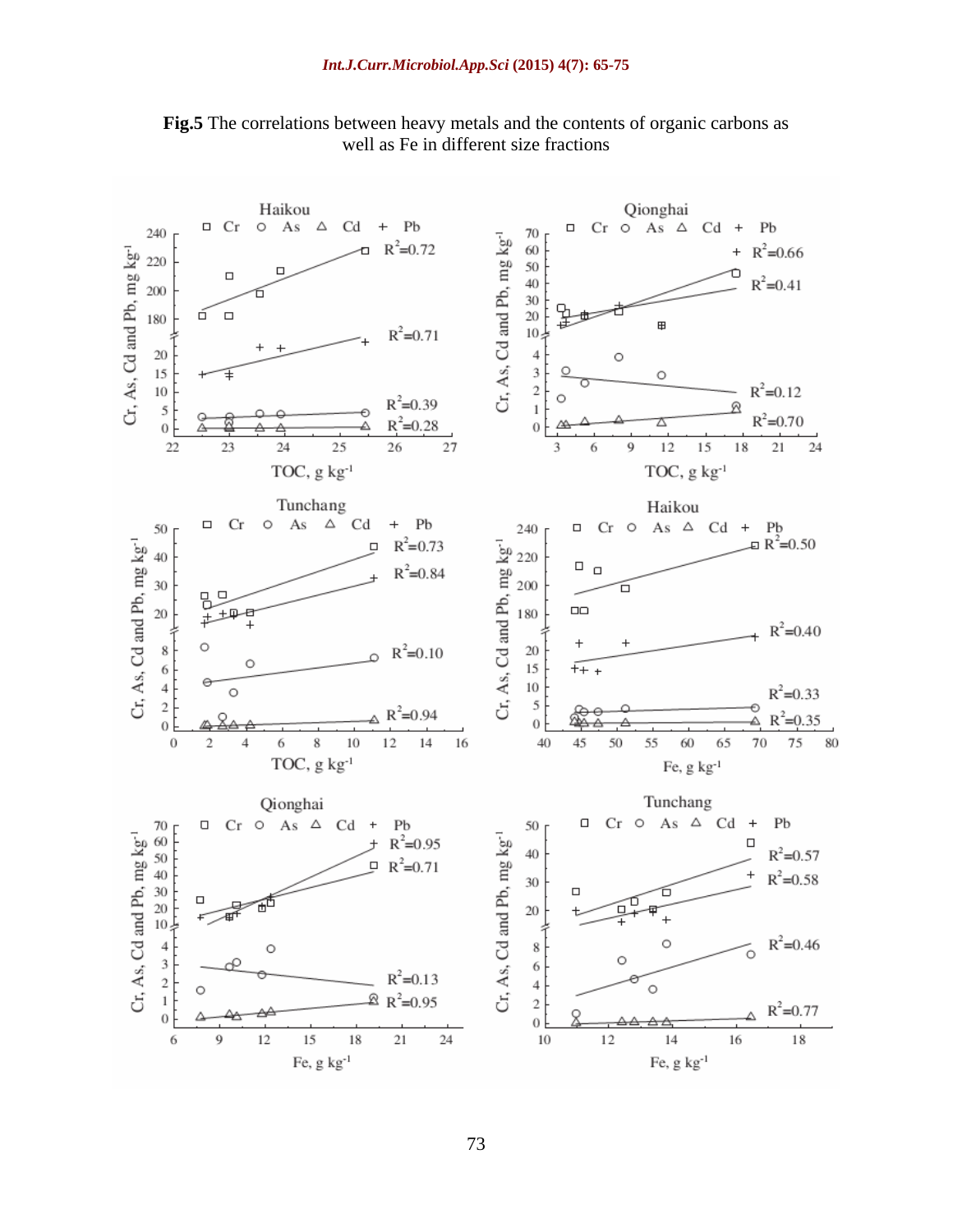**Fig.5** The correlations between heavy metals and the contents of organic carbons as well as Fe in different size fractions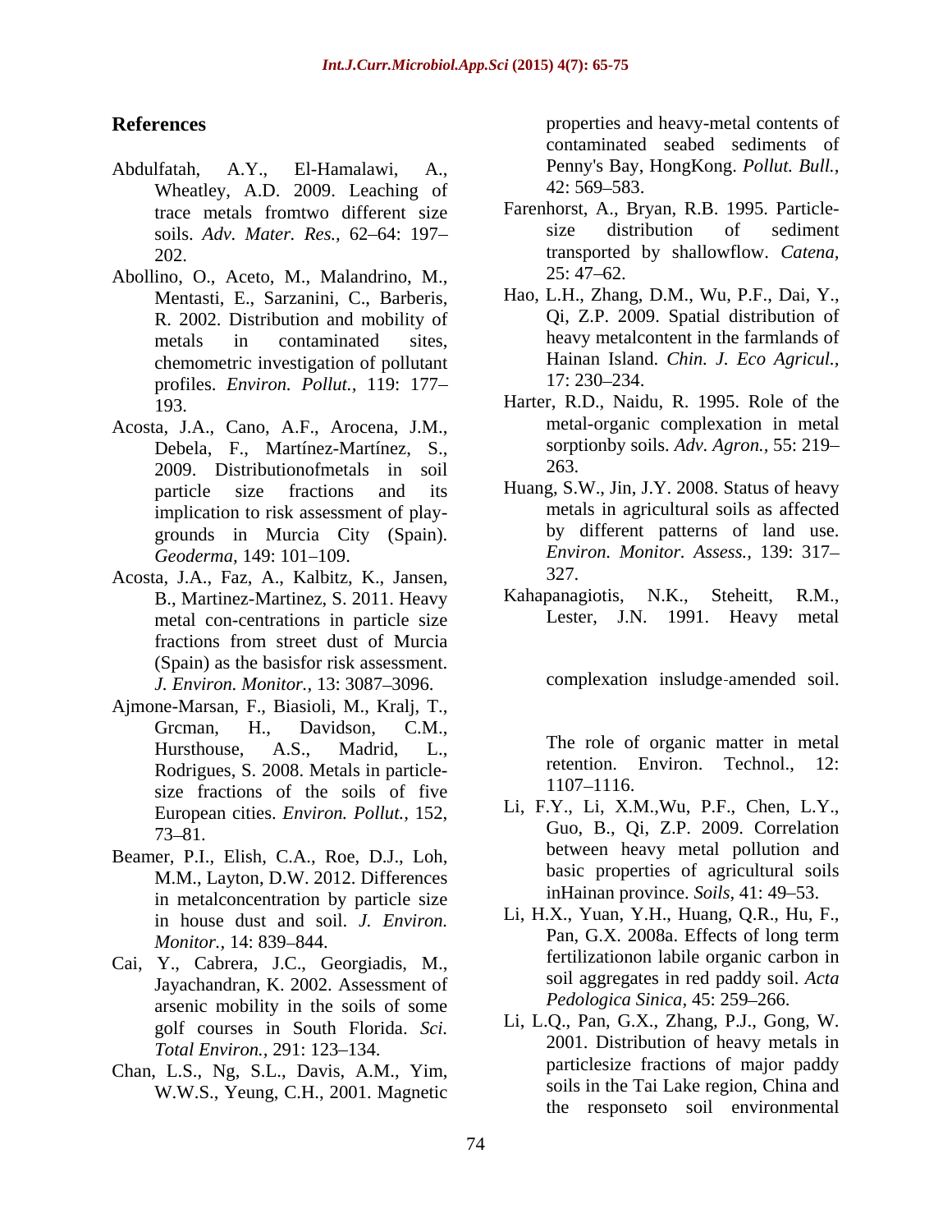## References

Abdulfatah, A.Y., El-Hamalawi, A., Wheatley, A.D. 2009. Leaching of trace metals fromtwo different size soils. *Adv. Mater. Res.,* 62–64: 197–202.

Abollino, O., Aceto, M., Malandrino, M., Mentasti, E., Sarzanini, C., Barberis, R. 2002. Distribution and mobility of metals in contaminated sites, chemometric investigation of pollutant profiles. *Environ. Pollut.,* 119: 177–193.

Acosta, J.A., Cano, A.F., Arocena, J.M., Debela, F., Martínez-Martínez, S., 2009. Distributionofmetals in soil particle size fractions and its implication to risk assessment of play-grounds in Murcia City (Spain). *Geoderma,* 149: 101–109.

Acosta, J.A., Faz, A., Kalbitz, K., Jansen, B., Martinez-Martinez, S. 2011. Heavy metal con-centrations in particle size fractions from street dust of Murcia (Spain) as the basisfor risk assessment. *J. Environ. Monitor.,* 13: 3087–3096.

Ajmone-Marsan, F., Biasioli, M., Kralj, T., Grcman, H., Davidson, C.M., Hursthouse, A.S., Madrid, L., Rodrigues, S. 2008. Metals in particle-size fractions of the soils of five European cities. *Environ. Pollut.,* 152, 73–81.

Beamer, P.I., Elish, C.A., Roe, D.J., Loh, M.M., Layton, D.W. 2012. Differences in metalconcentration by particle size in house dust and soil. *J. Environ. Monitor.,* 14: 839–844.

Cai, Y., Cabrera, J.C., Georgiadis, M., Jayachandran, K. 2002. Assessment of arsenic mobility in the soils of some golf courses in South Florida. *Sci. Total Environ.,* 291: 123–134.

Chan, L.S., Ng, S.L., Davis, A.M., Yim, W.W.S., Yeung, C.H., 2001. Magnetic properties and heavy-metal contents of contaminated seabed sediments of Penny's Bay, HongKong. *Pollut. Bull.,* 42: 569–583.

Farenhorst, A., Bryan, R.B. 1995. Particle-size distribution of sediment transported by shallowflow. *Catena,* 25: 47–62.

Hao, L.H., Zhang, D.M., Wu, P.F., Dai, Y., Qi, Z.P. 2009. Spatial distribution of heavy metalcontent in the farmlands of Hainan Island. *Chin. J. Eco Agricul.,* 17: 230–234.

Harter, R.D., Naidu, R. 1995. Role of the metal-organic complexation in metal sorptionby soils. *Adv. Agron.,* 55: 219–263.

Huang, S.W., Jin, J.Y. 2008. Status of heavy metals in agricultural soils as affected by different patterns of land use. *Environ. Monitor. Assess.,* 139: 317–327.

Kahapanagiotis, N.K., Steheitt, R.M., Lester, J.N. 1991. Heavy metal complexation insludge-amended soil. The role of organic matter in metal retention. Environ. Technol., 12: 1107–1116.

Li, F.Y., Li, X.M.,Wu, P.F., Chen, L.Y., Guo, B., Qi, Z.P. 2009. Correlation between heavy metal pollution and basic properties of agricultural soils inHainan province. *Soils,* 41: 49–53.

Li, H.X., Yuan, Y.H., Huang, Q.R., Hu, F., Pan, G.X. 2008a. Effects of long term fertilizationon labile organic carbon in soil aggregates in red paddy soil. *Acta Pedologica Sinica,* 45: 259–266.

Li, L.Q., Pan, G.X., Zhang, P.J., Gong, W. 2001. Distribution of heavy metals in particlesize fractions of major paddy soils in the Tai Lake region, China and the responseto soil environmental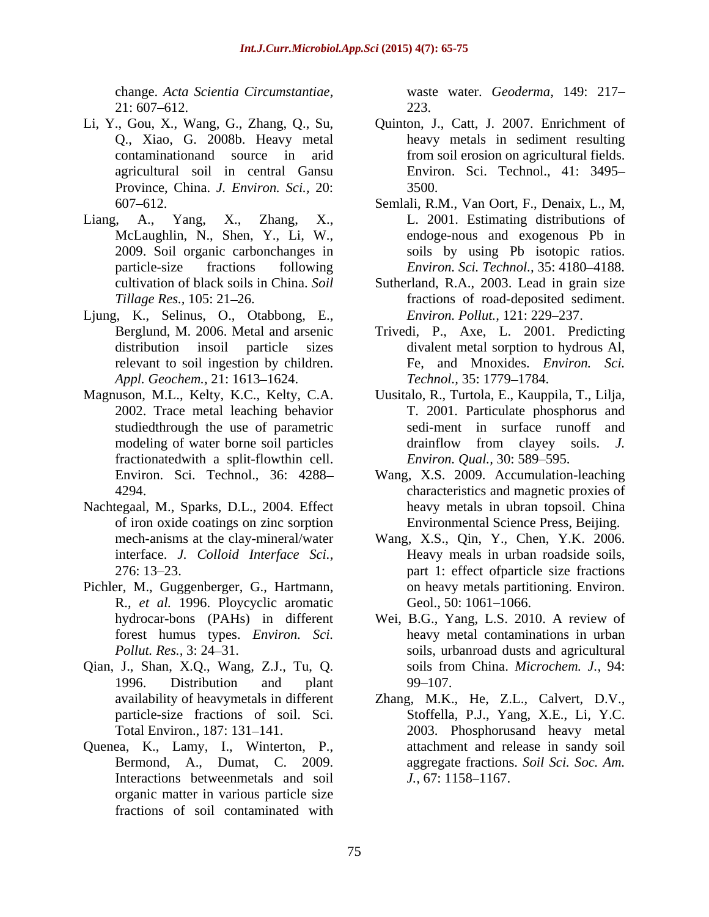change. *Acta Scientia Circumstantiae,* 21: 607–612.

Li, Y., Gou, X., Wang, G., Zhang, Q., Su, Q., Xiao, G. 2008b. Heavy metal contaminationand source in arid agricultural soil in central Gansu Province, China. *J. Environ. Sci.,* 20: 607–612.

Liang, A., Yang, X., Zhang, X., McLaughlin, N., Shen, Y., Li, W., 2009. Soil organic carbonchanges in particle-size fractions following cultivation of black soils in China. *Soil Tillage Res.,* 105: 21–26.

Ljung, K., Selinus, O., Otabbong, E., Berglund, M. 2006. Metal and arsenic distribution insoil particle sizes relevant to soil ingestion by children. *Appl. Geochem.,* 21: 1613–1624.

Magnuson, M.L., Kelty, K.C., Kelty, C.A. 2002. Trace metal leaching behavior studiedthrough the use of parametric modeling of water borne soil particles fractionatedwith a split-flowthin cell. Environ. Sci. Technol., 36: 4288–4294.

Nachtegaal, M., Sparks, D.L., 2004. Effect of iron oxide coatings on zinc sorption mech-anisms at the clay-mineral/water interface. *J. Colloid Interface Sci.,* 276: 13–23.

Pichler, M., Guggenberger, G., Hartmann, R., *et al.* 1996. Ploycyclic aromatic hydrocar-bons (PAHs) in different forest humus types. *Environ. Sci. Pollut. Res.,* 3: 24–31.

Qian, J., Shan, X.Q., Wang, Z.J., Tu, Q. 1996. Distribution and plant availability of heavymetals in different particle-size fractions of soil. Sci. Total Environ., 187: 131–141.

Quenea, K., Lamy, I., Winterton, P., Bermond, A., Dumat, C. 2009. Interactions betweenmetals and soil organic matter in various particle size fractions of soil contaminated with waste water. *Geoderma,* 149: 217–223.

Quinton, J., Catt, J. 2007. Enrichment of heavy metals in sediment resulting from soil erosion on agricultural fields. Environ. Sci. Technol., 41: 3495–3500.

Semlali, R.M., Van Oort, F., Denaix, L., M, L. 2001. Estimating distributions of endoge-nous and exogenous Pb in soils by using Pb isotopic ratios. *Environ. Sci. Technol.,* 35: 4180–4188.

Sutherland, R.A., 2003. Lead in grain size fractions of road-deposited sediment. *Environ. Pollut.,* 121: 229–237.

Trivedi, P., Axe, L. 2001. Predicting divalent metal sorption to hydrous Al, Fe, and Mnoxides. *Environ. Sci. Technol.,* 35: 1779–1784.

Uusitalo, R., Turtola, E., Kauppila, T., Lilja, T. 2001. Particulate phosphorus and sedi-ment in surface runoff and drainflow from clayey soils. *J. Environ. Qual.,* 30: 589–595.

Wang, X.S. 2009. Accumulation-leaching characteristics and magnetic proxies of heavy metals in ubran topsoil. China Environmental Science Press, Beijing.

Wang, X.S., Qin, Y., Chen, Y.K. 2006. Heavy meals in urban roadside soils, part 1: effect ofparticle size fractions on heavy metals partitioning. Environ. Geol., 50: 1061–1066.

Wei, B.G., Yang, L.S. 2010. A review of heavy metal contaminations in urban soils, urbanroad dusts and agricultural soils from China. *Microchem. J.,* 94: 99–107.

Zhang, M.K., He, Z.L., Calvert, D.V., Stoffella, P.J., Yang, X.E., Li, Y.C. 2003. Phosphorusand heavy metal attachment and release in sandy soil aggregate fractions. *Soil Sci. Soc. Am. J.,* 67: 1158–1167.